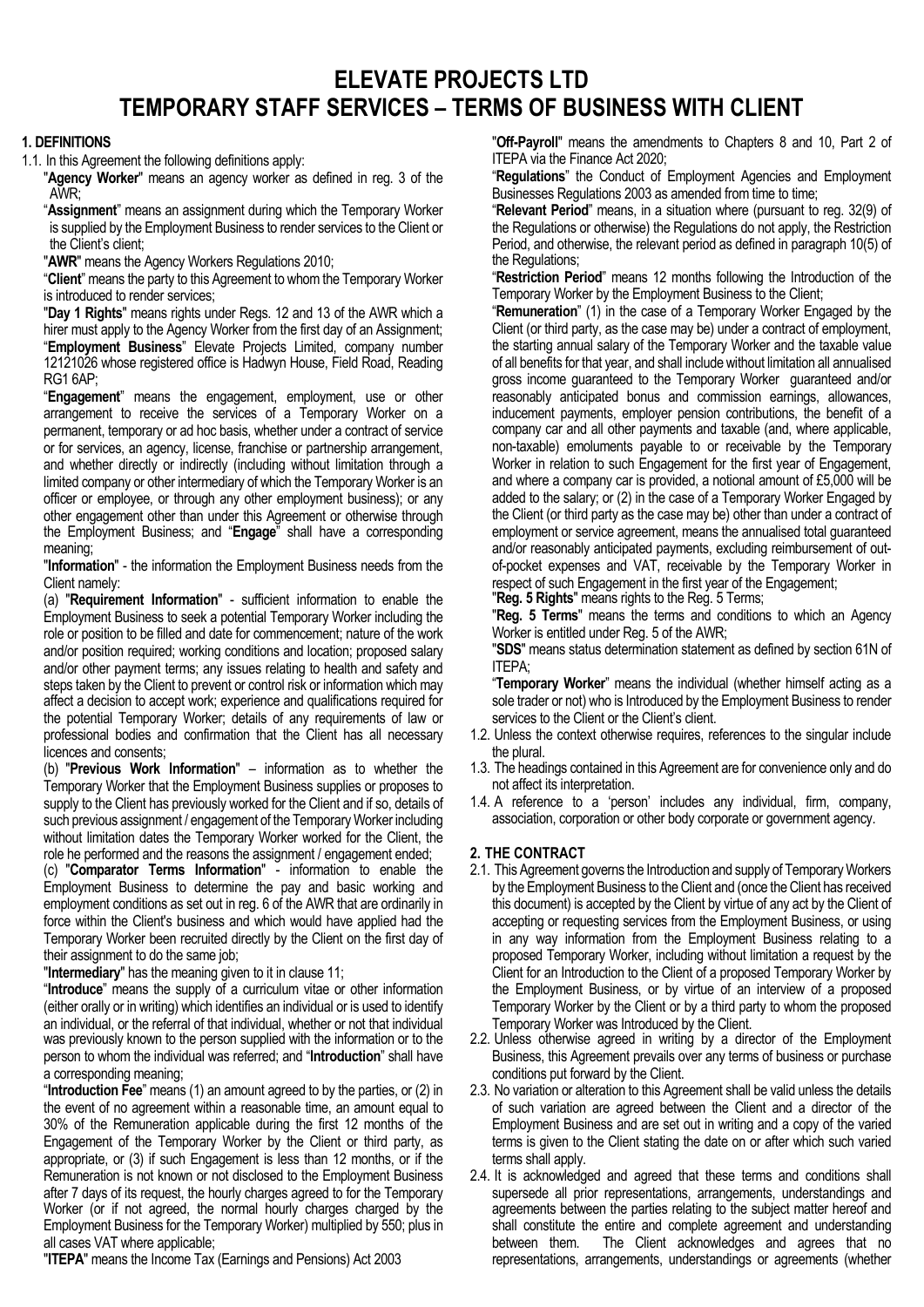# ELEVATE PROJECTS LTD
# TEMPORARY STAFF SERVICES – TERMS OF BUSINESS WITH CLIENT

## 1. DEFINITIONS

1.1. In this Agreement the following definitions apply:

"**Agency Worker**" means an agency worker as defined in reg. 3 of the AWR;

"**Assignment**" means an assignment during which the Temporary Worker is supplied by the Employment Business to render services to the Client or the Client's client;

"**AWR**" means the Agency Workers Regulations 2010;

"**Client**" means the party to this Agreement to whom the Temporary Worker is introduced to render services;

"**Day 1 Rights**" means rights under Regs. 12 and 13 of the AWR which a hirer must apply to the Agency Worker from the first day of an Assignment;

"**Employment Business**" Elevate Projects Limited, company number 12121026 whose registered office is Hadwyn House, Field Road, Reading RG1 6AP;

"**Engagement**" means the engagement, employment, use or other arrangement to receive the services of a Temporary Worker on a permanent, temporary or ad hoc basis, whether under a contract of service or for services, as an agency, license, franchise or partnership arrangement, and whether directly or indirectly (including without limitation through a limited company or other intermediary of which the Temporary Worker is an officer or employee, or through any other employment business); or any other engagement other than under this Agreement or otherwise through the Employment Business; and "**Engage**" shall have a corresponding meaning;

"**Information**" - the information the Employment Business needs from the Client namely:

(a) "**Requirement Information**" - sufficient information to enable the Employment Business to seek a potential Temporary Worker including the role or position to be filled and date for commencement; nature of the work and/or position required; working conditions and location; proposed salary and/or other payment terms; any issues relating to health and safety and steps taken by the Client to prevent or control risk or information which may affect a decision to accept work; experience and qualifications required for the potential Temporary Worker; details of any requirements of law or professional bodies and confirmation that the Client has all necessary licences and consents;

(b) "**Previous Work Information**" – information as to whether the Temporary Worker that the Employment Business supplies or proposes to supply to the Client has previously worked for the Client and if so, details of such previous assignment / engagement of the Temporary Worker including without limitation dates the Temporary Worker worked for the Client, the role he performed and the reasons the assignment / engagement ended;

(c) "**Comparator Terms Information**" - information to enable the Employment Business to determine the pay and basic working and employment conditions as set out in reg. 6 of the AWR that are ordinarily in force within the Client's business and which would have applied had the Temporary Worker been recruited directly by the Client on the first day of their assignment to do the same job;

"**Intermediary**" has the meaning given to it in clause 11;

"**Introduce**" means the supply of a curriculum vitae or other information (either orally or in writing) which identifies an individual or is used to identify an individual, or the referral of that individual, whether or not that individual was previously known to the person supplied with the information or to the person to whom the individual was referred; and "**Introduction**" shall have a corresponding meaning;

"**Introduction Fee**" means (1) an amount agreed to by the parties, or (2) in the event of no agreement within a reasonable time, an amount equal to 30% of the Remuneration applicable during the first 12 months of the Engagement of the Temporary Worker by the Client or third party, as appropriate, or (3) if such Engagement is less than 12 months, or if the Remuneration is not known or not disclosed to the Employment Business after 7 days of its request, the hourly charges agreed to for the Temporary Worker (or if not agreed, the normal hourly charges charged by the Employment Business for the Temporary Worker) multiplied by 550; plus in all cases VAT where applicable;

"**ITEPA**" means the Income Tax (Earnings and Pensions) Act 2003

"**Off-Payroll**" means the amendments to Chapters 8 and 10, Part 2 of ITEPA via the Finance Act 2020;

"**Regulations**" the Conduct of Employment Agencies and Employment Businesses Regulations 2003 as amended from time to time;

"**Relevant Period**" means, in a situation where (pursuant to reg. 32(9) of the Regulations or otherwise) the Regulations do not apply, the Restriction Period, and otherwise, the relevant period as defined in paragraph 10(5) of the Regulations;

"**Restriction Period**" means 12 months following the Introduction of the Temporary Worker by the Employment Business to the Client;

"**Remuneration**" (1) in the case of a Temporary Worker Engaged by the Client (or third party, as the case may be) under a contract of employment, the starting annual salary of the Temporary Worker and the taxable value of all benefits for that year, and shall include without limitation all annualised gross income guaranteed to the Temporary Worker guaranteed and/or reasonably anticipated bonus and commission earnings, allowances, inducement payments, employer pension contributions, the benefit of a company car and all other payments and taxable (and, where applicable, non-taxable) emoluments payable to or receivable by the Temporary Worker in relation to such Engagement for the first year of Engagement, and where a company car is provided, a notional amount of £5,000 will be added to the salary; or (2) in the case of a Temporary Worker Engaged by the Client (or third party as the case may be) other than under a contract of employment or service agreement, means the annualised total guaranteed and/or reasonably anticipated payments, excluding reimbursement of out-of-pocket expenses and VAT, receivable by the Temporary Worker in respect of such Engagement in the first year of the Engagement;

"**Reg. 5 Rights**" means rights to the Reg. 5 Terms;

"**Reg. 5 Terms**" means the terms and conditions to which an Agency Worker is entitled under Reg. 5 of the AWR;

"**SDS**" means status determination statement as defined by section 61N of ITEPA;

"**Temporary Worker**" means the individual (whether himself acting as a sole trader or not) who is Introduced by the Employment Business to render services to the Client or the Client's client.

1.2. Unless the context otherwise requires, references to the singular include the plural.

1.3. The headings contained in this Agreement are for convenience only and do not affect its interpretation.

1.4. A reference to a 'person' includes any individual, firm, company, association, corporation or other body corporate or government agency.

## 2. THE CONTRACT

2.1. This Agreement governs the Introduction and supply of Temporary Workers by the Employment Business to the Client and (once the Client has received this document) is accepted by the Client by virtue of any act by the Client of accepting or requesting services from the Employment Business, or using in any way information from the Employment Business relating to a proposed Temporary Worker, including without limitation a request by the Client for an Introduction to the Client of a proposed Temporary Worker by the Employment Business, or by virtue of an interview of a proposed Temporary Worker by the Client or by a third party to whom the proposed Temporary Worker was Introduced by the Client.

2.2. Unless otherwise agreed in writing by a director of the Employment Business, this Agreement prevails over any terms of business or purchase conditions put forward by the Client.

2.3. No variation or alteration to this Agreement shall be valid unless the details of such variation are agreed between the Client and a director of the Employment Business and are set out in writing and a copy of the varied terms is given to the Client stating the date on or after which such varied terms shall apply.

2.4. It is acknowledged and agreed that these terms and conditions shall supersede all prior representations, arrangements, understandings and agreements between the parties relating to the subject matter hereof and shall constitute the entire and complete agreement and understanding between them. The Client acknowledges and agrees that no representations, arrangements, understandings or agreements (whether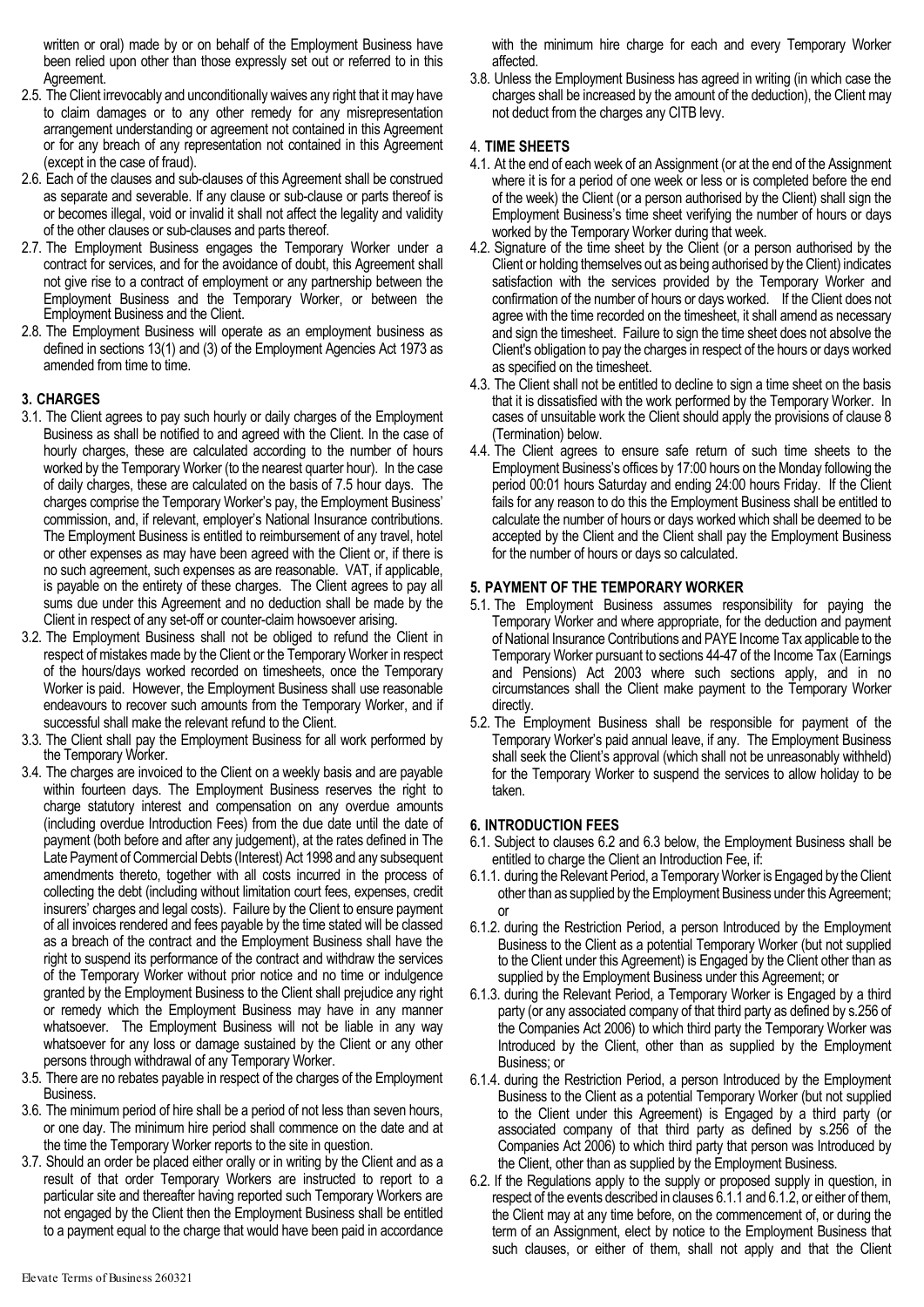written or oral) made by or on behalf of the Employment Business have been relied upon other than those expressly set out or referred to in this Agreement.

2.5. The Client irrevocably and unconditionally waives any right that it may have to claim damages or to any other remedy for any misrepresentation arrangement understanding or agreement not contained in this Agreement or for any breach of any representation not contained in this Agreement (except in the case of fraud).

2.6. Each of the clauses and sub-clauses of this Agreement shall be construed as separate and severable. If any clause or sub-clause or parts thereof is or becomes illegal, void or invalid it shall not affect the legality and validity of the other clauses or sub-clauses and parts thereof.

2.7. The Employment Business engages the Temporary Worker under a contract for services, and for the avoidance of doubt, this Agreement shall not give rise to a contract of employment or any partnership between the Employment Business and the Temporary Worker, or between the Employment Business and the Client.

2.8. The Employment Business will operate as an employment business as defined in sections 13(1) and (3) of the Employment Agencies Act 1973 as amended from time to time.

## 3. CHARGES

3.1. The Client agrees to pay such hourly or daily charges of the Employment Business as shall be notified to and agreed with the Client. In the case of hourly charges, these are calculated according to the number of hours worked by the Temporary Worker (to the nearest quarter hour). In the case of daily charges, these are calculated on the basis of 7.5 hour days. The charges comprise the Temporary Worker's pay, the Employment Business' commission, and, if relevant, employer's National Insurance contributions. The Employment Business is entitled to reimbursement of any travel, hotel or other expenses as may have been agreed with the Client or, if there is no such agreement, such expenses as are reasonable. VAT, if applicable, is payable on the entirety of these charges. The Client agrees to pay all sums due under this Agreement and no deduction shall be made by the Client in respect of any set-off or counter-claim howsoever arising.

3.2. The Employment Business shall not be obliged to refund the Client in respect of mistakes made by the Client or the Temporary Worker in respect of the hours/days worked recorded on timesheets, once the Temporary Worker is paid. However, the Employment Business shall use reasonable endeavours to recover such amounts from the Temporary Worker, and if successful shall make the relevant refund to the Client.

3.3. The Client shall pay the Employment Business for all work performed by the Temporary Worker.

3.4. The charges are invoiced to the Client on a weekly basis and are payable within fourteen days. The Employment Business reserves the right to charge statutory interest and compensation on any overdue amounts (including overdue Introduction Fees) from the due date until the date of payment (both before and after any judgement), at the rates defined in The Late Payment of Commercial Debts (Interest) Act 1998 and any subsequent amendments thereto, together with all costs incurred in the process of collecting the debt (including without limitation court fees, expenses, credit insurers' charges and legal costs). Failure by the Client to ensure payment of all invoices rendered and fees payable by the time stated will be classed as a breach of the contract and the Employment Business shall have the right to suspend its performance of the contract and withdraw the services of the Temporary Worker without prior notice and no time or indulgence granted by the Employment Business to the Client shall prejudice any right or remedy which the Employment Business may have in any manner whatsoever. The Employment Business will not be liable in any way whatsoever for any loss or damage sustained by the Client or any other persons through withdrawal of any Temporary Worker.

3.5. There are no rebates payable in respect of the charges of the Employment Business.

3.6. The minimum period of hire shall be a period of not less than seven hours, or one day. The minimum hire period shall commence on the date and at the time the Temporary Worker reports to the site in question.

3.7. Should an order be placed either orally or in writing by the Client and as a result of that order Temporary Workers are instructed to report to a particular site and thereafter having reported such Temporary Workers are not engaged by the Client then the Employment Business shall be entitled to a payment equal to the charge that would have been paid in accordance with the minimum hire charge for each and every Temporary Worker affected.

3.8. Unless the Employment Business has agreed in writing (in which case the charges shall be increased by the amount of the deduction), the Client may not deduct from the charges any CITB levy.

## 4. TIME SHEETS

4.1. At the end of each week of an Assignment (or at the end of the Assignment where it is for a period of one week or less or is completed before the end of the week) the Client (or a person authorised by the Client) shall sign the Employment Business's time sheet verifying the number of hours or days worked by the Temporary Worker during that week.

4.2. Signature of the time sheet by the Client (or a person authorised by the Client or holding themselves out as being authorised by the Client) indicates satisfaction with the services provided by the Temporary Worker and confirmation of the number of hours or days worked. If the Client does not agree with the time recorded on the timesheet, it shall amend as necessary and sign the timesheet. Failure to sign the time sheet does not absolve the Client's obligation to pay the charges in respect of the hours or days worked as specified on the timesheet.

4.3. The Client shall not be entitled to decline to sign a time sheet on the basis that it is dissatisfied with the work performed by the Temporary Worker. In cases of unsuitable work the Client should apply the provisions of clause 8 (Termination) below.

4.4. The Client agrees to ensure safe return of such time sheets to the Employment Business's offices by 17:00 hours on the Monday following the period 00:01 hours Saturday and ending 24:00 hours Friday. If the Client fails for any reason to do this the Employment Business shall be entitled to calculate the number of hours or days worked which shall be deemed to be accepted by the Client and the Client shall pay the Employment Business for the number of hours or days so calculated.

## 5. PAYMENT OF THE TEMPORARY WORKER

5.1. The Employment Business assumes responsibility for paying the Temporary Worker and where appropriate, for the deduction and payment of National Insurance Contributions and PAYE Income Tax applicable to the Temporary Worker pursuant to sections 44-47 of the Income Tax (Earnings and Pensions) Act 2003 where such sections apply, and in no circumstances shall the Client make payment to the Temporary Worker directly.

5.2. The Employment Business shall be responsible for payment of the Temporary Worker's paid annual leave, if any. The Employment Business shall seek the Client's approval (which shall not be unreasonably withheld) for the Temporary Worker to suspend the services to allow holiday to be taken.

## 6. INTRODUCTION FEES

6.1. Subject to clauses 6.2 and 6.3 below, the Employment Business shall be entitled to charge the Client an Introduction Fee, if:

6.1.1. during the Relevant Period, a Temporary Worker is Engaged by the Client other than as supplied by the Employment Business under this Agreement; or

6.1.2. during the Restriction Period, a person Introduced by the Employment Business to the Client as a potential Temporary Worker (but not supplied to the Client under this Agreement) is Engaged by the Client other than as supplied by the Employment Business under this Agreement; or

6.1.3. during the Relevant Period, a Temporary Worker is Engaged by a third party (or any associated company of that third party as defined by s.256 of the Companies Act 2006) to which third party the Temporary Worker was Introduced by the Client, other than as supplied by the Employment Business; or

6.1.4. during the Restriction Period, a person Introduced by the Employment Business to the Client as a potential Temporary Worker (but not supplied to the Client under this Agreement) is Engaged by a third party (or associated company of that third party as defined by s.256 of the Companies Act 2006) to which third party that person was Introduced by the Client, other than as supplied by the Employment Business.

6.2. If the Regulations apply to the supply or proposed supply in question, in respect of the events described in clauses 6.1.1 and 6.1.2, or either of them, the Client may at any time before, on the commencement of, or during the term of an Assignment, elect by notice to the Employment Business that such clauses, or either of them, shall not apply and that the Client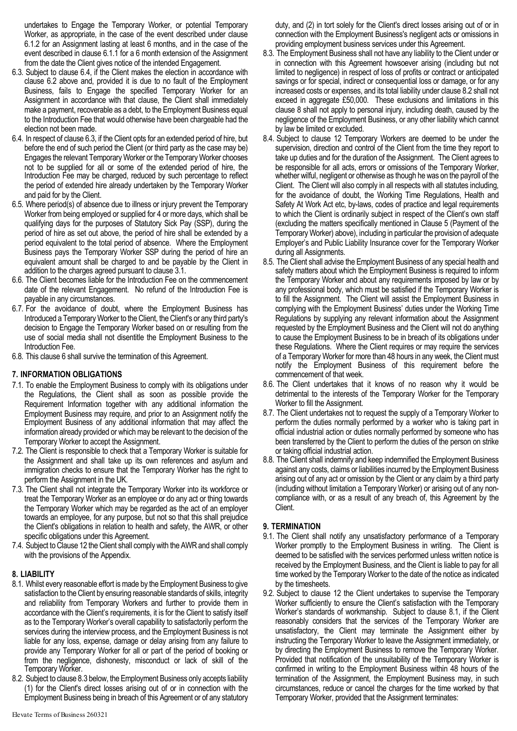undertakes to Engage the Temporary Worker, or potential Temporary Worker, as appropriate, in the case of the event described under clause 6.1.2 for an Assignment lasting at least 6 months, and in the case of the event described in clause 6.1.1 for a 6 month extension of the Assignment from the date the Client gives notice of the intended Engagement.

6.3. Subject to clause 6.4, if the Client makes the election in accordance with clause 6.2 above and, provided it is due to no fault of the Employment Business, fails to Engage the specified Temporary Worker for an Assignment in accordance with that clause, the Client shall immediately make a payment, recoverable as a debt, to the Employment Business equal to the Introduction Fee that would otherwise have been chargeable had the election not been made.

6.4. In respect of clause 6.3, if the Client opts for an extended period of hire, but before the end of such period the Client (or third party as the case may be) Engages the relevant Temporary Worker or the Temporary Worker chooses not to be supplied for all or some of the extended period of hire, the Introduction Fee may be charged, reduced by such percentage to reflect the period of extended hire already undertaken by the Temporary Worker and paid for by the Client.

6.5. Where period(s) of absence due to illness or injury prevent the Temporary Worker from being employed or supplied for 4 or more days, which shall be qualifying days for the purposes of Statutory Sick Pay (SSP), during the period of hire as set out above, the period of hire shall be extended by a period equivalent to the total period of absence. Where the Employment Business pays the Temporary Worker SSP during the period of hire an equivalent amount shall be charged to and be payable by the Client in addition to the charges agreed pursuant to clause 3.1.

6.6. The Client becomes liable for the Introduction Fee on the commencement date of the relevant Engagement. No refund of the Introduction Fee is payable in any circumstances.

6.7. For the avoidance of doubt, where the Employment Business has Introduced a Temporary Worker to the Client, the Client's or any third party's decision to Engage the Temporary Worker based on or resulting from the use of social media shall not disentitle the Employment Business to the Introduction Fee.

6.8. This clause 6 shall survive the termination of this Agreement.

## 7. INFORMATION OBLIGATIONS

7.1. To enable the Employment Business to comply with its obligations under the Regulations, the Client shall as soon as possible provide the Requirement Information together with any additional information the Employment Business may require, and prior to an Assignment notify the Employment Business of any additional information that may affect the information already provided or which may be relevant to the decision of the Temporary Worker to accept the Assignment.

7.2. The Client is responsible to check that a Temporary Worker is suitable for the Assignment and shall take up its own references and asylum and immigration checks to ensure that the Temporary Worker has the right to perform the Assignment in the UK.

7.3. The Client shall not integrate the Temporary Worker into its workforce or treat the Temporary Worker as an employee or do any act or thing towards the Temporary Worker which may be regarded as the act of an employer towards an employee, for any purpose, but not so that this shall prejudice the Client's obligations in relation to health and safety, the AWR, or other specific obligations under this Agreement.

7.4. Subject to Clause 12 the Client shall comply with the AWR and shall comply with the provisions of the Appendix.

## 8. LIABILITY

8.1. Whilst every reasonable effort is made by the Employment Business to give satisfaction to the Client by ensuring reasonable standards of skills, integrity and reliability from Temporary Workers and further to provide them in accordance with the Client's requirements, it is for the Client to satisfy itself as to the Temporary Worker's overall capability to satisfactorily perform the services during the interview process, and the Employment Business is not liable for any loss, expense, damage or delay arising from any failure to provide any Temporary Worker for all or part of the period of booking or from the negligence, dishonesty, misconduct or lack of skill of the Temporary Worker.

8.2. Subject to clause 8.3 below, the Employment Business only accepts liability (1) for the Client's direct losses arising out of or in connection with the Employment Business being in breach of this Agreement or of any statutory duty, and (2) in tort solely for the Client's direct losses arising out of or in connection with the Employment Business's negligent acts or omissions in providing employment business services under this Agreement.

8.3. The Employment Business shall not have any liability to the Client under or in connection with this Agreement howsoever arising (including but not limited to negligence) in respect of loss of profits or contract or anticipated savings or for special, indirect or consequential loss or damage, or for any increased costs or expenses, and its total liability under clause 8.2 shall not exceed in aggregate £50,000. These exclusions and limitations in this clause 8 shall not apply to personal injury, including death, caused by the negligence of the Employment Business, or any other liability which cannot by law be limited or excluded.

8.4. Subject to clause 12 Temporary Workers are deemed to be under the supervision, direction and control of the Client from the time they report to take up duties and for the duration of the Assignment. The Client agrees to be responsible for all acts, errors or omissions of the Temporary Worker, whether wilful, negligent or otherwise as though he was on the payroll of the Client. The Client will also comply in all respects with all statutes including, for the avoidance of doubt, the Working Time Regulations, Health and Safety At Work Act etc, by-laws, codes of practice and legal requirements to which the Client is ordinarily subject in respect of the Client's own staff (excluding the matters specifically mentioned in Clause 5 (Payment of the Temporary Worker) above), including in particular the provision of adequate Employer's and Public Liability Insurance cover for the Temporary Worker during all Assignments.

8.5. The Client shall advise the Employment Business of any special health and safety matters about which the Employment Business is required to inform the Temporary Worker and about any requirements imposed by law or by any professional body, which must be satisfied if the Temporary Worker is to fill the Assignment. The Client will assist the Employment Business in complying with the Employment Business' duties under the Working Time Regulations by supplying any relevant information about the Assignment requested by the Employment Business and the Client will not do anything to cause the Employment Business to be in breach of its obligations under these Regulations. Where the Client requires or may require the services of a Temporary Worker for more than 48 hours in any week, the Client must notify the Employment Business of this requirement before the commencement of that week.

8.6. The Client undertakes that it knows of no reason why it would be detrimental to the interests of the Temporary Worker for the Temporary Worker to fill the Assignment.

8.7. The Client undertakes not to request the supply of a Temporary Worker to perform the duties normally performed by a worker who is taking part in official industrial action or duties normally performed by someone who has been transferred by the Client to perform the duties of the person on strike or taking official industrial action.

8.8. The Client shall indemnify and keep indemnified the Employment Business against any costs, claims or liabilities incurred by the Employment Business arising out of any act or omission by the Client or any claim by a third party (including without limitation a Temporary Worker) or arising out of any non-compliance with, or as a result of any breach of, this Agreement by the Client.

## 9. TERMINATION

9.1. The Client shall notify any unsatisfactory performance of a Temporary Worker promptly to the Employment Business in writing. The Client is deemed to be satisfied with the services performed unless written notice is received by the Employment Business, and the Client is liable to pay for all time worked by the Temporary Worker to the date of the notice as indicated by the timesheets.

9.2. Subject to clause 12 the Client undertakes to supervise the Temporary Worker sufficiently to ensure the Client's satisfaction with the Temporary Worker's standards of workmanship. Subject to clause 8.1, if the Client reasonably considers that the services of the Temporary Worker are unsatisfactory, the Client may terminate the Assignment either by instructing the Temporary Worker to leave the Assignment immediately, or by directing the Employment Business to remove the Temporary Worker. Provided that notification of the unsuitability of the Temporary Worker is confirmed in writing to the Employment Business within 48 hours of the termination of the Assignment, the Employment Business may, in such circumstances, reduce or cancel the charges for the time worked by that Temporary Worker, provided that the Assignment terminates: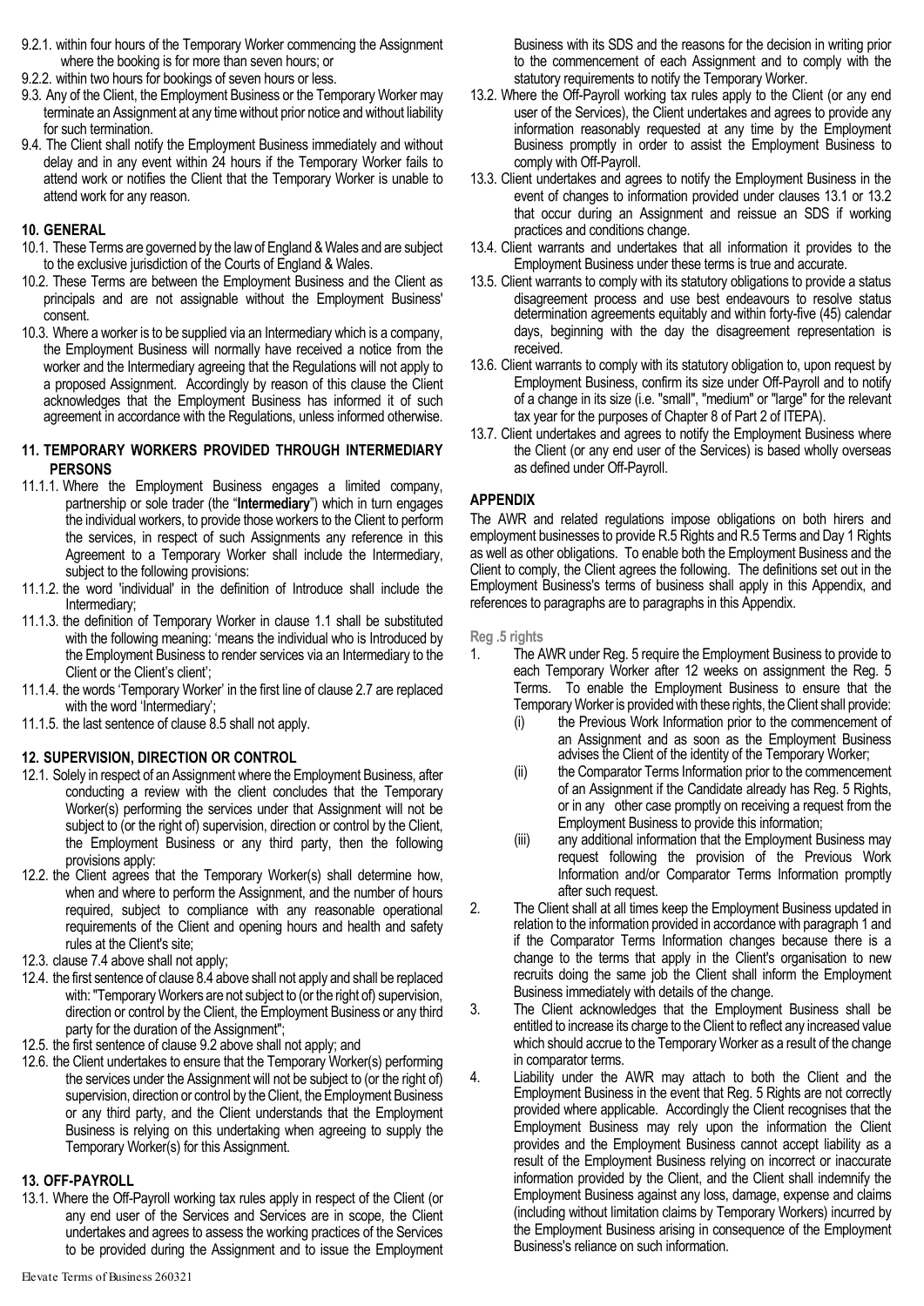9.2.1. within four hours of the Temporary Worker commencing the Assignment where the booking is for more than seven hours; or

9.2.2. within two hours for bookings of seven hours or less.

9.3. Any of the Client, the Employment Business or the Temporary Worker may terminate an Assignment at any time without prior notice and without liability for such termination.

9.4. The Client shall notify the Employment Business immediately and without delay and in any event within 24 hours if the Temporary Worker fails to attend work or notifies the Client that the Temporary Worker is unable to attend work for any reason.

## 10. GENERAL

10.1. These Terms are governed by the law of England & Wales and are subject to the exclusive jurisdiction of the Courts of England & Wales.

10.2. These Terms are between the Employment Business and the Client as principals and are not assignable without the Employment Business' consent.

10.3. Where a worker is to be supplied via an Intermediary which is a company, the Employment Business will normally have received a notice from the worker and the Intermediary agreeing that the Regulations will not apply to a proposed Assignment. Accordingly by reason of this clause the Client acknowledges that the Employment Business has informed it of such agreement in accordance with the Regulations, unless informed otherwise.

## 11. TEMPORARY WORKERS PROVIDED THROUGH INTERMEDIARY PERSONS

11.1.1. Where the Employment Business engages a limited company, partnership or sole trader (the "**Intermediary**") which in turn engages the individual workers, to provide those workers to the Client to perform the services, in respect of such Assignments any reference in this Agreement to a Temporary Worker shall include the Intermediary, subject to the following provisions:

11.1.2. the word 'individual' in the definition of Introduce shall include the Intermediary;

11.1.3. the definition of Temporary Worker in clause 1.1 shall be substituted with the following meaning: 'means the individual who is Introduced by the Employment Business to render services via an Intermediary to the Client or the Client's client';

11.1.4. the words 'Temporary Worker' in the first line of clause 2.7 are replaced with the word 'Intermediary';

11.1.5. the last sentence of clause 8.5 shall not apply.

## 12. SUPERVISION, DIRECTION OR CONTROL

12.1. Solely in respect of an Assignment where the Employment Business, after conducting a review with the client concludes that the Temporary Worker(s) performing the services under that Assignment will not be subject to (or the right of) supervision, direction or control by the Client, the Employment Business or any third party, then the following provisions apply:

12.2. the Client agrees that the Temporary Worker(s) shall determine how, when and where to perform the Assignment, and the number of hours required, subject to compliance with any reasonable operational requirements of the Client and opening hours and health and safety rules at the Client's site;

12.3. clause 7.4 above shall not apply;

12.4. the first sentence of clause 8.4 above shall not apply and shall be replaced with: "Temporary Workers are not subject to (or the right of) supervision, direction or control by the Client, the Employment Business or any third party for the duration of the Assignment";

12.5. the first sentence of clause 9.2 above shall not apply; and

12.6. the Client undertakes to ensure that the Temporary Worker(s) performing the services under the Assignment will not be subject to (or the right of) supervision, direction or control by the Client, the Employment Business or any third party, and the Client understands that the Employment Business is relying on this undertaking when agreeing to supply the Temporary Worker(s) for this Assignment.

## 13. OFF-PAYROLL

13.1. Where the Off-Payroll working tax rules apply in respect of the Client (or any end user of the Services and Services are in scope, the Client undertakes and agrees to assess the working practices of the Services to be provided during the Assignment and to issue the Employment Business with its SDS and the reasons for the decision in writing prior to the commencement of each Assignment and to comply with the statutory requirements to notify the Temporary Worker.

13.2. Where the Off-Payroll working tax rules apply to the Client (or any end user of the Services), the Client undertakes and agrees to provide any information reasonably requested at any time by the Employment Business promptly in order to assist the Employment Business to comply with Off-Payroll.

13.3. Client undertakes and agrees to notify the Employment Business in the event of changes to information provided under clauses 13.1 or 13.2 that occur during an Assignment and reissue an SDS if working practices and conditions change.

13.4. Client warrants and undertakes that all information it provides to the Employment Business under these terms is true and accurate.

13.5. Client warrants to comply with its statutory obligations to provide a status disagreement process and use best endeavours to resolve status determination agreements equitably and within forty-five (45) calendar days, beginning with the day the disagreement representation is received.

13.6. Client warrants to comply with its statutory obligation to, upon request by Employment Business, confirm its size under Off-Payroll and to notify of a change in its size (i.e. "small", "medium" or "large" for the relevant tax year for the purposes of Chapter 8 of Part 2 of ITEPA).

13.7. Client undertakes and agrees to notify the Employment Business where the Client (or any end user of the Services) is based wholly overseas as defined under Off-Payroll.

## APPENDIX

The AWR and related regulations impose obligations on both hirers and employment businesses to provide R.5 Rights and R.5 Terms and Day 1 Rights as well as other obligations. To enable both the Employment Business and the Client to comply, the Client agrees the following. The definitions set out in the Employment Business's terms of business shall apply in this Appendix, and references to paragraphs are to paragraphs in this Appendix.

### Reg .5 rights

1. The AWR under Reg. 5 require the Employment Business to provide to each Temporary Worker after 12 weeks on assignment the Reg. 5 Terms. To enable the Employment Business to ensure that the Temporary Worker is provided with these rights, the Client shall provide:
   (i) the Previous Work Information prior to the commencement of an Assignment and as soon as the Employment Business advises the Client of the identity of the Temporary Worker;
   (ii) the Comparator Terms Information prior to the commencement of an Assignment if the Candidate already has Reg. 5 Rights, or in any other case promptly on receiving a request from the Employment Business to provide this information;
   (iii) any additional information that the Employment Business may request following the provision of the Previous Work Information and/or Comparator Terms Information promptly after such request.
2. The Client shall at all times keep the Employment Business updated in relation to the information provided in accordance with paragraph 1 and if the Comparator Terms Information changes because there is a change to the terms that apply in the Client's organisation to new recruits doing the same job the Client shall inform the Employment Business immediately with details of the change.
3. The Client acknowledges that the Employment Business shall be entitled to increase its charge to the Client to reflect any increased value which should accrue to the Temporary Worker as a result of the change in comparator terms.
4. Liability under the AWR may attach to both the Client and the Employment Business in the event that Reg. 5 Rights are not correctly provided where applicable. Accordingly the Client recognises that the Employment Business may rely upon the information the Client provides and the Employment Business cannot accept liability as a result of the Employment Business relying on incorrect or inaccurate information provided by the Client, and the Client shall indemnify the Employment Business against any loss, damage, expense and claims (including without limitation claims by Temporary Workers) incurred by the Employment Business arising in consequence of the Employment Business's reliance on such information.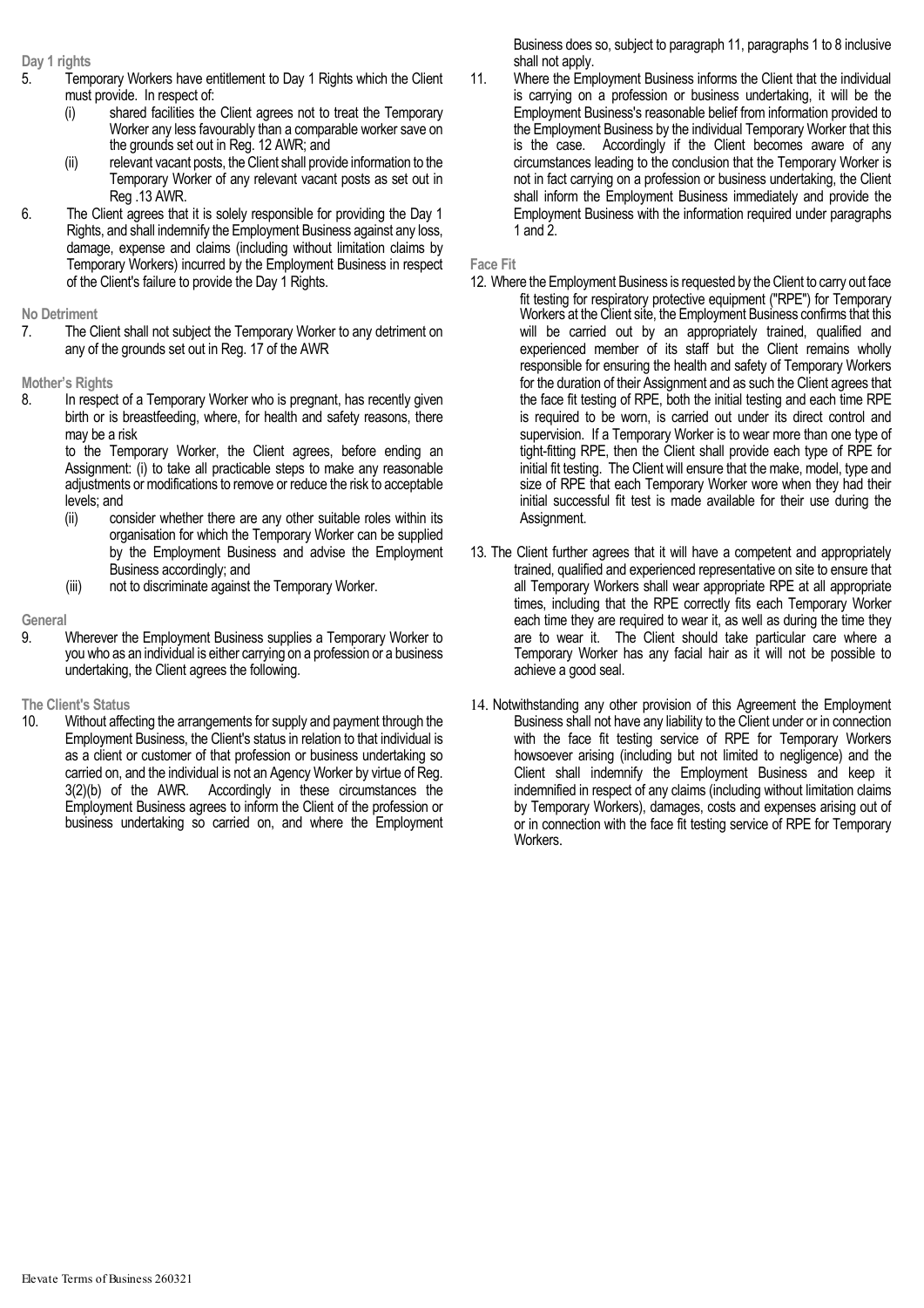**Day 1 rights**

5. Temporary Workers have entitlement to Day 1 Rights which the Client must provide. In respect of:
   (i) shared facilities the Client agrees not to treat the Temporary Worker any less favourably than a comparable worker save on the grounds set out in Reg. 12 AWR; and
   (ii) relevant vacant posts, the Client shall provide information to the Temporary Worker of any relevant vacant posts as set out in Reg .13 AWR.

6. The Client agrees that it is solely responsible for providing the Day 1 Rights, and shall indemnify the Employment Business against any loss, damage, expense and claims (including without limitation claims by Temporary Workers) incurred by the Employment Business in respect of the Client's failure to provide the Day 1 Rights.

**No Detriment**

7. The Client shall not subject the Temporary Worker to any detriment on any of the grounds set out in Reg. 17 of the AWR

**Mother's Rights**

8. In respect of a Temporary Worker who is pregnant, has recently given birth or is breastfeeding, where, for health and safety reasons, there may be a risk
   to the Temporary Worker, the Client agrees, before ending an Assignment: (i) to take all practicable steps to make any reasonable adjustments or modifications to remove or reduce the risk to acceptable levels; and
   (ii) consider whether there are any other suitable roles within its organisation for which the Temporary Worker can be supplied by the Employment Business and advise the Employment Business accordingly; and
   (iii) not to discriminate against the Temporary Worker.

**General**

9. Wherever the Employment Business supplies a Temporary Worker to you who as an individual is either carrying on a profession or a business undertaking, the Client agrees the following.

**The Client's Status**

10. Without affecting the arrangements for supply and payment through the Employment Business, the Client's status in relation to that individual is as a client or customer of that profession or business undertaking so carried on, and the individual is not an Agency Worker by virtue of Reg. 3(2)(b) of the AWR. Accordingly in these circumstances the Employment Business agrees to inform the Client of the profession or business undertaking so carried on, and where the Employment Business does so, subject to paragraph 11, paragraphs 1 to 8 inclusive shall not apply.

11. Where the Employment Business informs the Client that the individual is carrying on a profession or business undertaking, it will be the Employment Business's reasonable belief from information provided to the Employment Business by the individual Temporary Worker that this is the case. Accordingly if the Client becomes aware of any circumstances leading to the conclusion that the Temporary Worker is not in fact carrying on a profession or business undertaking, the Client shall inform the Employment Business immediately and provide the Employment Business with the information required under paragraphs 1 and 2.

**Face Fit**

12. Where the Employment Business is requested by the Client to carry out face fit testing for respiratory protective equipment ("RPE") for Temporary Workers at the Client site, the Employment Business confirms that this will be carried out by an appropriately trained, qualified and experienced member of its staff but the Client remains wholly responsible for ensuring the health and safety of Temporary Workers for the duration of their Assignment and as such the Client agrees that the face fit testing of RPE, both the initial testing and each time RPE is required to be worn, is carried out under its direct control and supervision. If a Temporary Worker is to wear more than one type of tight-fitting RPE, then the Client shall provide each type of RPE for initial fit testing. The Client will ensure that the make, model, type and size of RPE that each Temporary Worker wore when they had their initial successful fit test is made available for their use during the Assignment.

13. The Client further agrees that it will have a competent and appropriately trained, qualified and experienced representative on site to ensure that all Temporary Workers shall wear appropriate RPE at all appropriate times, including that the RPE correctly fits each Temporary Worker each time they are required to wear it, as well as during the time they are to wear it. The Client should take particular care where a Temporary Worker has any facial hair as it will not be possible to achieve a good seal.

14. Notwithstanding any other provision of this Agreement the Employment Business shall not have any liability to the Client under or in connection with the face fit testing service of RPE for Temporary Workers howsoever arising (including but not limited to negligence) and the Client shall indemnify the Employment Business and keep it indemnified in respect of any claims (including without limitation claims by Temporary Workers), damages, costs and expenses arising out of or in connection with the face fit testing service of RPE for Temporary Workers.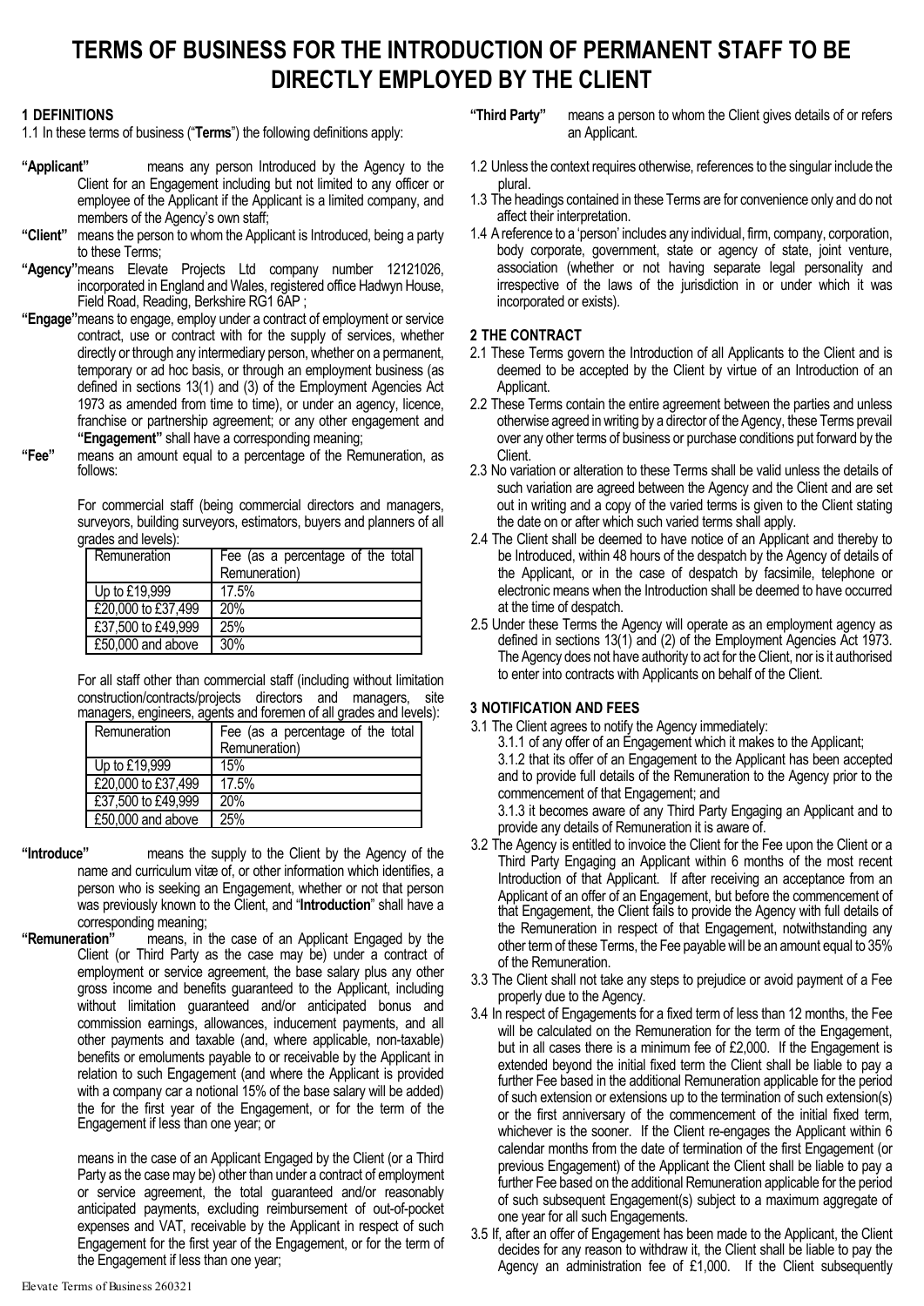# TERMS OF BUSINESS FOR THE INTRODUCTION OF PERMANENT STAFF TO BE DIRECTLY EMPLOYED BY THE CLIENT

## 1 DEFINITIONS

1.1 In these terms of business ("**Terms**") the following definitions apply:

**"Applicant"** means any person Introduced by the Agency to the Client for an Engagement including but not limited to any officer or employee of the Applicant if the Applicant is a limited company, and members of the Agency's own staff;

**"Client"** means the person to whom the Applicant is Introduced, being a party to these Terms;

**"Agency"** means Elevate Projects Ltd company number 12121026, incorporated in England and Wales, registered office Hadwyn House, Field Road, Reading, Berkshire RG1 6AP ;

**"Engage"** means to engage, employ under a contract of employment or service contract, use or contract with for the supply of services, whether directly or through any intermediary person, whether on a permanent, temporary or ad hoc basis, or through an employment business (as defined in sections 13(1) and (3) of the Employment Agencies Act 1973 as amended from time to time), or under an agency, licence, franchise or partnership agreement; or any other engagement and **"Engagement"** shall have a corresponding meaning;

**"Fee"** means an amount equal to a percentage of the Remuneration, as follows:

For commercial staff (being commercial directors and managers, surveyors, building surveyors, estimators, buyers and planners of all grades and levels):

| Remuneration | Fee (as a percentage of the total Remuneration) |
|---|---|
| Up to £19,999 | 17.5% |
| £20,000 to £37,499 | 20% |
| £37,500 to £49,999 | 25% |
| £50,000 and above | 30% |

For all staff other than commercial staff (including without limitation construction/contracts/projects directors and managers, site managers, engineers, agents and foremen of all grades and levels):

| Remuneration | Fee (as a percentage of the total Remuneration) |
|---|---|
| Up to £19,999 | 15% |
| £20,000 to £37,499 | 17.5% |
| £37,500 to £49,999 | 20% |
| £50,000 and above | 25% |

**"Introduce"** means the supply to the Client by the Agency of the name and curriculum vitæ of, or other information which identifies, a person who is seeking an Engagement, whether or not that person was previously known to the Client, and "**Introduction**" shall have a corresponding meaning;

**"Remuneration"** means, in the case of an Applicant Engaged by the Client (or Third Party as the case may be) under a contract of employment or service agreement, the base salary plus any other gross income and benefits guaranteed to the Applicant, including without limitation guaranteed and/or anticipated bonus and commission earnings, allowances, inducement payments, and all other payments and taxable (and, where applicable, non-taxable) benefits or emoluments payable to or receivable by the Applicant in relation to such Engagement (and where the Applicant is provided with a company car a notional 15% of the base salary will be added) the for the first year of the Engagement, or for the term of the Engagement if less than one year; or

means in the case of an Applicant Engaged by the Client (or a Third Party as the case may be) other than under a contract of employment or service agreement, the total guaranteed and/or reasonably anticipated payments, excluding reimbursement of out-of-pocket expenses and VAT, receivable by the Applicant in respect of such Engagement for the first year of the Engagement, or for the term of the Engagement if less than one year;

**"Third Party"** means a person to whom the Client gives details of or refers an Applicant.

1.2 Unless the context requires otherwise, references to the singular include the plural.

1.3 The headings contained in these Terms are for convenience only and do not affect their interpretation.

1.4 A reference to a 'person' includes any individual, firm, company, corporation, body corporate, government, state or agency of state, joint venture, association (whether or not having separate legal personality and irrespective of the laws of the jurisdiction in or under which it was incorporated or exists).

## 2 THE CONTRACT

2.1 These Terms govern the Introduction of all Applicants to the Client and is deemed to be accepted by the Client by virtue of an Introduction of an Applicant.

2.2 These Terms contain the entire agreement between the parties and unless otherwise agreed in writing by a director of the Agency, these Terms prevail over any other terms of business or purchase conditions put forward by the Client.

2.3 No variation or alteration to these Terms shall be valid unless the details of such variation are agreed between the Agency and the Client and are set out in writing and a copy of the varied terms is given to the Client stating the date on or after which such varied terms shall apply.

2.4 The Client shall be deemed to have notice of an Applicant and thereby to be Introduced, within 48 hours of the despatch by the Agency of details of the Applicant, or in the case of despatch by facsimile, telephone or electronic means when the Introduction shall be deemed to have occurred at the time of despatch.

2.5 Under these Terms the Agency will operate as an employment agency as defined in sections 13(1) and (2) of the Employment Agencies Act 1973. The Agency does not have authority to act for the Client, nor is it authorised to enter into contracts with Applicants on behalf of the Client.

## 3 NOTIFICATION AND FEES

3.1 The Client agrees to notify the Agency immediately:

3.1.1 of any offer of an Engagement which it makes to the Applicant;

3.1.2 that its offer of an Engagement to the Applicant has been accepted and to provide full details of the Remuneration to the Agency prior to the commencement of that Engagement; and

3.1.3 it becomes aware of any Third Party Engaging an Applicant and to provide any details of Remuneration it is aware of.

3.2 The Agency is entitled to invoice the Client for the Fee upon the Client or a Third Party Engaging an Applicant within 6 months of the most recent Introduction of that Applicant. If after receiving an acceptance from an Applicant of an offer of an Engagement, but before the commencement of that Engagement, the Client fails to provide the Agency with full details of the Remuneration in respect of that Engagement, notwithstanding any other term of these Terms, the Fee payable will be an amount equal to 35% of the Remuneration.

3.3 The Client shall not take any steps to prejudice or avoid payment of a Fee properly due to the Agency.

3.4 In respect of Engagements for a fixed term of less than 12 months, the Fee will be calculated on the Remuneration for the term of the Engagement, but in all cases there is a minimum fee of £2,000. If the Engagement is extended beyond the initial fixed term the Client shall be liable to pay a further Fee based in the additional Remuneration applicable for the period of such extension or extensions up to the termination of such extension(s) or the first anniversary of the commencement of the initial fixed term, whichever is the sooner. If the Client re-engages the Applicant within 6 calendar months from the date of termination of the first Engagement (or previous Engagement) of the Applicant the Client shall be liable to pay a further Fee based on the additional Remuneration applicable for the period of such subsequent Engagement(s) subject to a maximum aggregate of one year for all such Engagements.

3.5 If, after an offer of Engagement has been made to the Applicant, the Client decides for any reason to withdraw it, the Client shall be liable to pay the Agency an administration fee of £1,000. If the Client subsequently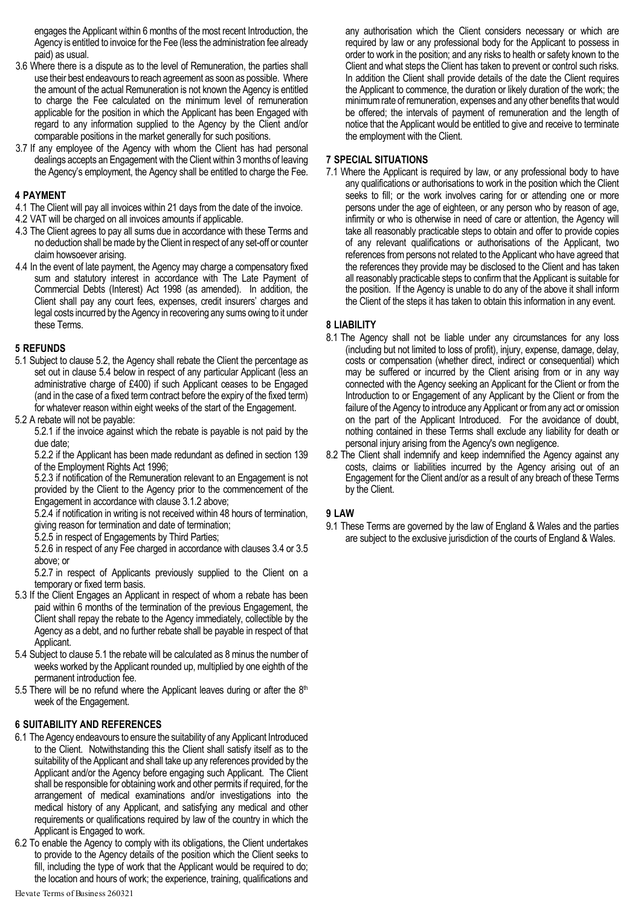engages the Applicant within 6 months of the most recent Introduction, the Agency is entitled to invoice for the Fee (less the administration fee already paid) as usual.

3.6 Where there is a dispute as to the level of Remuneration, the parties shall use their best endeavours to reach agreement as soon as possible. Where the amount of the actual Remuneration is not known the Agency is entitled to charge the Fee calculated on the minimum level of remuneration applicable for the position in which the Applicant has been Engaged with regard to any information supplied to the Agency by the Client and/or comparable positions in the market generally for such positions.

3.7 If any employee of the Agency with whom the Client has had personal dealings accepts an Engagement with the Client within 3 months of leaving the Agency's employment, the Agency shall be entitled to charge the Fee.

## 4 PAYMENT

4.1 The Client will pay all invoices within 21 days from the date of the invoice.

4.2 VAT will be charged on all invoices amounts if applicable.

4.3 The Client agrees to pay all sums due in accordance with these Terms and no deduction shall be made by the Client in respect of any set-off or counter claim howsoever arising.

4.4 In the event of late payment, the Agency may charge a compensatory fixed sum and statutory interest in accordance with The Late Payment of Commercial Debts (Interest) Act 1998 (as amended). In addition, the Client shall pay any court fees, expenses, credit insurers' charges and legal costs incurred by the Agency in recovering any sums owing to it under these Terms.

## 5 REFUNDS

5.1 Subject to clause 5.2, the Agency shall rebate the Client the percentage as set out in clause 5.4 below in respect of any particular Applicant (less an administrative charge of £400) if such Applicant ceases to be Engaged (and in the case of a fixed term contract before the expiry of the fixed term) for whatever reason within eight weeks of the start of the Engagement.

5.2 A rebate will not be payable:

5.2.1 if the invoice against which the rebate is payable is not paid by the due date;

5.2.2 if the Applicant has been made redundant as defined in section 139 of the Employment Rights Act 1996;

5.2.3 if notification of the Remuneration relevant to an Engagement is not provided by the Client to the Agency prior to the commencement of the Engagement in accordance with clause 3.1.2 above;

5.2.4 if notification in writing is not received within 48 hours of termination, giving reason for termination and date of termination;

5.2.5 in respect of Engagements by Third Parties;

5.2.6 in respect of any Fee charged in accordance with clauses 3.4 or 3.5 above; or

5.2.7 in respect of Applicants previously supplied to the Client on a temporary or fixed term basis.

5.3 If the Client Engages an Applicant in respect of whom a rebate has been paid within 6 months of the termination of the previous Engagement, the Client shall repay the rebate to the Agency immediately, collectible by the Agency as a debt, and no further rebate shall be payable in respect of that Applicant.

5.4 Subject to clause 5.1 the rebate will be calculated as 8 minus the number of weeks worked by the Applicant rounded up, multiplied by one eighth of the permanent introduction fee.

5.5 There will be no refund where the Applicant leaves during or after the 8th week of the Engagement.

## 6 SUITABILITY AND REFERENCES

6.1 The Agency endeavours to ensure the suitability of any Applicant Introduced to the Client. Notwithstanding this the Client shall satisfy itself as to the suitability of the Applicant and shall take up any references provided by the Applicant and/or the Agency before engaging such Applicant. The Client shall be responsible for obtaining work and other permits if required, for the arrangement of medical examinations and/or investigations into the medical history of any Applicant, and satisfying any medical and other requirements or qualifications required by law of the country in which the Applicant is Engaged to work.

6.2 To enable the Agency to comply with its obligations, the Client undertakes to provide to the Agency details of the position which the Client seeks to fill, including the type of work that the Applicant would be required to do; the location and hours of work; the experience, training, qualifications and any authorisation which the Client considers necessary or which are required by law or any professional body for the Applicant to possess in order to work in the position; and any risks to health or safety known to the Client and what steps the Client has taken to prevent or control such risks. In addition the Client shall provide details of the date the Client requires the Applicant to commence, the duration or likely duration of the work; the minimum rate of remuneration, expenses and any other benefits that would be offered; the intervals of payment of remuneration and the length of notice that the Applicant would be entitled to give and receive to terminate the employment with the Client.

## 7 SPECIAL SITUATIONS

7.1 Where the Applicant is required by law, or any professional body to have any qualifications or authorisations to work in the position which the Client seeks to fill; or the work involves caring for or attending one or more persons under the age of eighteen, or any person who by reason of age, infirmity or who is otherwise in need of care or attention, the Agency will take all reasonably practicable steps to obtain and offer to provide copies of any relevant qualifications or authorisations of the Applicant, two references from persons not related to the Applicant who have agreed that the references they provide may be disclosed to the Client and has taken all reasonably practicable steps to confirm that the Applicant is suitable for the position. If the Agency is unable to do any of the above it shall inform the Client of the steps it has taken to obtain this information in any event.

## 8 LIABILITY

8.1 The Agency shall not be liable under any circumstances for any loss (including but not limited to loss of profit), injury, expense, damage, delay, costs or compensation (whether direct, indirect or consequential) which may be suffered or incurred by the Client arising from or in any way connected with the Agency seeking an Applicant for the Client or from the Introduction to or Engagement of any Applicant by the Client or from the failure of the Agency to introduce any Applicant or from any act or omission on the part of the Applicant Introduced. For the avoidance of doubt, nothing contained in these Terms shall exclude any liability for death or personal injury arising from the Agency's own negligence.

8.2 The Client shall indemnify and keep indemnified the Agency against any costs, claims or liabilities incurred by the Agency arising out of an Engagement for the Client and/or as a result of any breach of these Terms by the Client.

## 9 LAW

9.1 These Terms are governed by the law of England & Wales and the parties are subject to the exclusive jurisdiction of the courts of England & Wales.